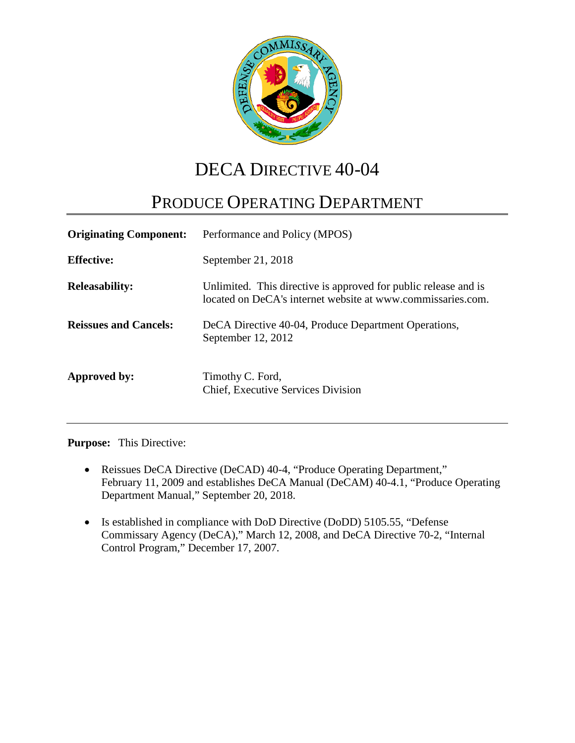# DECA DIRECTIVE 40-04

## PRODUCE OPERATING DEPARTMENT

| | |
|---|---|
| **Originating Component:** | Performance and Policy (MPOS) |
| **Effective:** | September 21, 2018 |
| **Releasability:** | Unlimited. This directive is approved for public release and is located on DeCA's internet website at www.commissaries.com. |
| **Reissues and Cancels:** | DeCA Directive 40-04, Produce Department Operations, September 12, 2012 |
| **Approved by:** | Timothy C. Ford, Chief, Executive Services Division |

**Purpose:** This Directive:

- Reissues DeCA Directive (DeCAD) 40-4, "Produce Operating Department," February 11, 2009 and establishes DeCA Manual (DeCAM) 40-4.1, "Produce Operating Department Manual," September 20, 2018.
- Is established in compliance with DoD Directive (DoDD) 5105.55, "Defense Commissary Agency (DeCA)," March 12, 2008, and DeCA Directive 70-2, "Internal Control Program," December 17, 2007.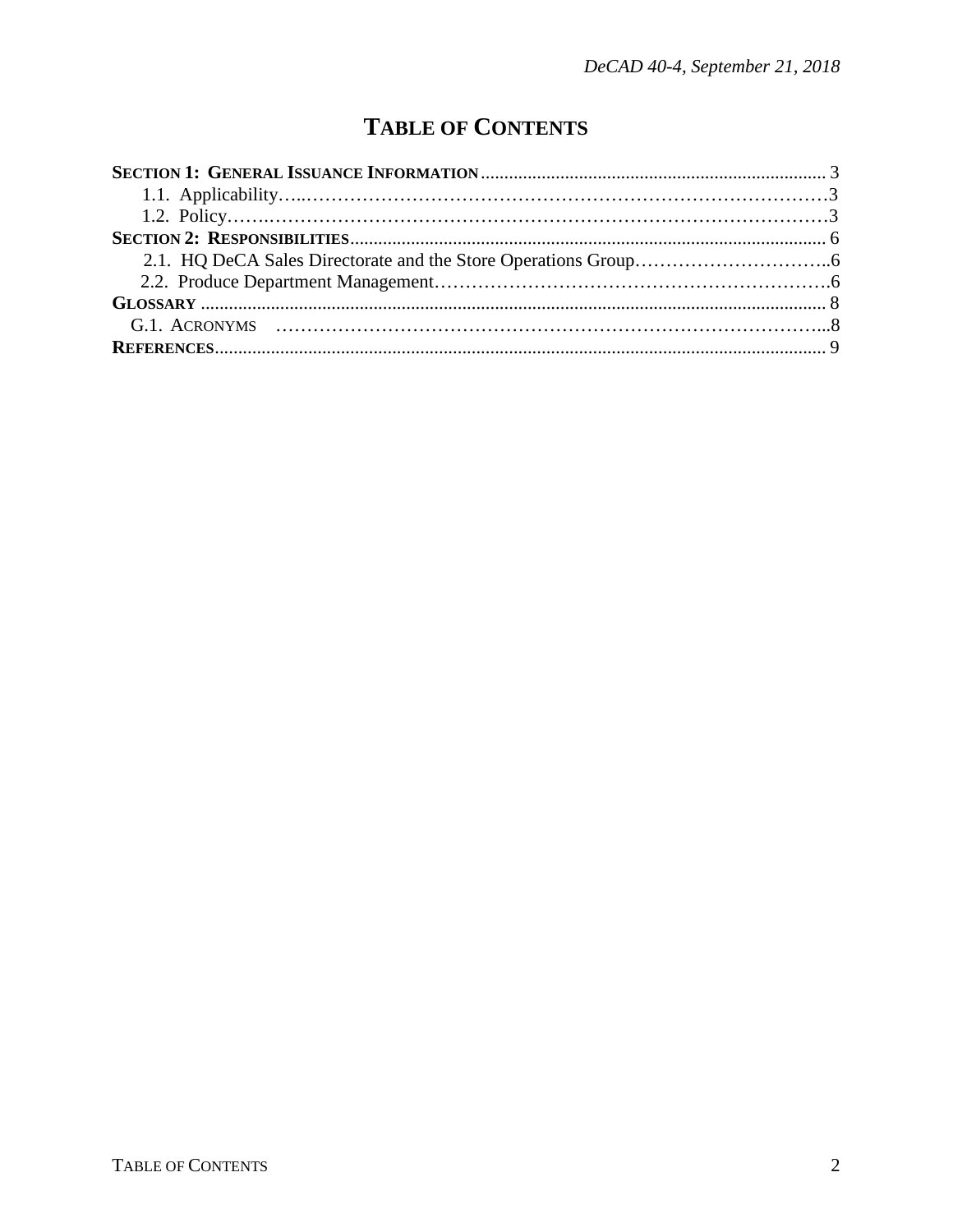# TABLE OF CONTENTS

**SECTION 1: GENERAL ISSUANCE INFORMATION** .......... 3
- 1.1. Applicability .......... 3
- 1.2. Policy .......... 3

**SECTION 2: RESPONSIBILITIES** .......... 6
- 2.1. HQ DeCA Sales Directorate and the Store Operations Group .......... 6
- 2.2. Produce Department Management .......... 6

**GLOSSARY** .......... 8
- G.1. ACRONYMS .......... 8

**REFERENCES** .......... 9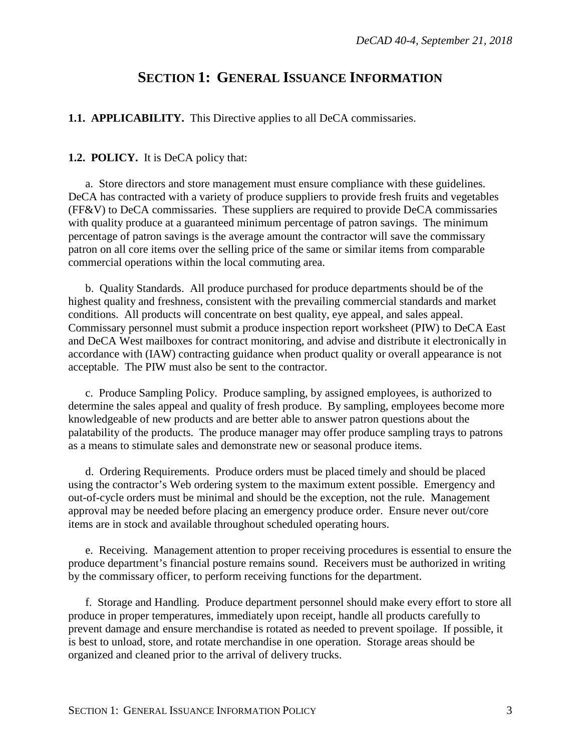# SECTION 1: GENERAL ISSUANCE INFORMATION

**1.1. APPLICABILITY.** This Directive applies to all DeCA commissaries.

**1.2. POLICY.** It is DeCA policy that:

a. Store directors and store management must ensure compliance with these guidelines. DeCA has contracted with a variety of produce suppliers to provide fresh fruits and vegetables (FF&V) to DeCA commissaries. These suppliers are required to provide DeCA commissaries with quality produce at a guaranteed minimum percentage of patron savings. The minimum percentage of patron savings is the average amount the contractor will save the commissary patron on all core items over the selling price of the same or similar items from comparable commercial operations within the local commuting area.

b. Quality Standards. All produce purchased for produce departments should be of the highest quality and freshness, consistent with the prevailing commercial standards and market conditions. All products will concentrate on best quality, eye appeal, and sales appeal. Commissary personnel must submit a produce inspection report worksheet (PIW) to DeCA East and DeCA West mailboxes for contract monitoring, and advise and distribute it electronically in accordance with (IAW) contracting guidance when product quality or overall appearance is not acceptable. The PIW must also be sent to the contractor.

c. Produce Sampling Policy. Produce sampling, by assigned employees, is authorized to determine the sales appeal and quality of fresh produce. By sampling, employees become more knowledgeable of new products and are better able to answer patron questions about the palatability of the products. The produce manager may offer produce sampling trays to patrons as a means to stimulate sales and demonstrate new or seasonal produce items.

d. Ordering Requirements. Produce orders must be placed timely and should be placed using the contractor's Web ordering system to the maximum extent possible. Emergency and out-of-cycle orders must be minimal and should be the exception, not the rule. Management approval may be needed before placing an emergency produce order. Ensure never out/core items are in stock and available throughout scheduled operating hours.

e. Receiving. Management attention to proper receiving procedures is essential to ensure the produce department's financial posture remains sound. Receivers must be authorized in writing by the commissary officer, to perform receiving functions for the department.

f. Storage and Handling. Produce department personnel should make every effort to store all produce in proper temperatures, immediately upon receipt, handle all products carefully to prevent damage and ensure merchandise is rotated as needed to prevent spoilage. If possible, it is best to unload, store, and rotate merchandise in one operation. Storage areas should be organized and cleaned prior to the arrival of delivery trucks.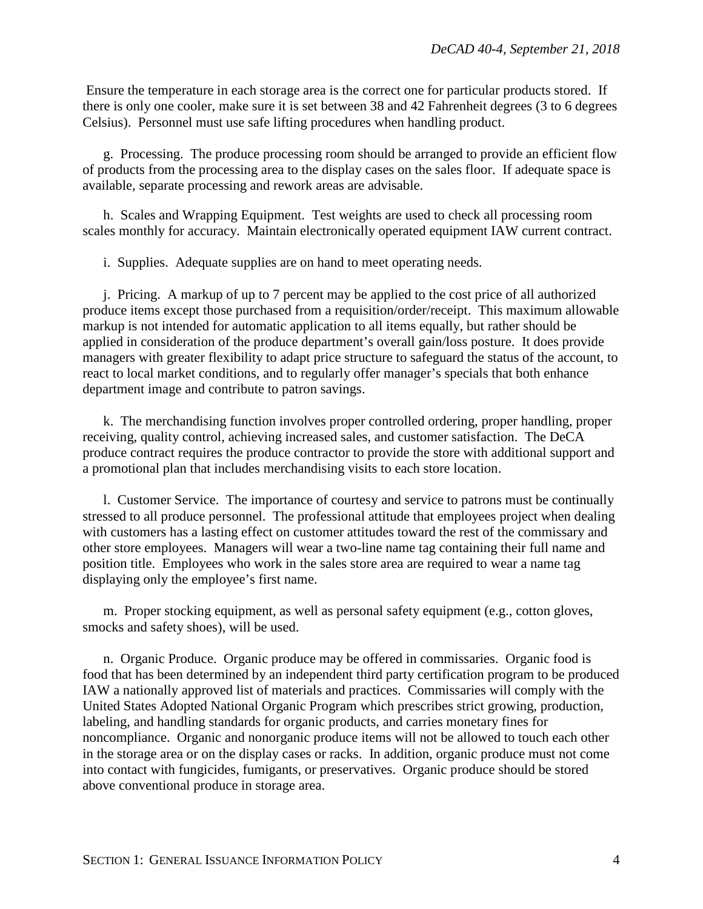Ensure the temperature in each storage area is the correct one for particular products stored. If there is only one cooler, make sure it is set between 38 and 42 Fahrenheit degrees (3 to 6 degrees Celsius). Personnel must use safe lifting procedures when handling product.

g. Processing. The produce processing room should be arranged to provide an efficient flow of products from the processing area to the display cases on the sales floor. If adequate space is available, separate processing and rework areas are advisable.

h. Scales and Wrapping Equipment. Test weights are used to check all processing room scales monthly for accuracy. Maintain electronically operated equipment IAW current contract.

i. Supplies. Adequate supplies are on hand to meet operating needs.

j. Pricing. A markup of up to 7 percent may be applied to the cost price of all authorized produce items except those purchased from a requisition/order/receipt. This maximum allowable markup is not intended for automatic application to all items equally, but rather should be applied in consideration of the produce department's overall gain/loss posture. It does provide managers with greater flexibility to adapt price structure to safeguard the status of the account, to react to local market conditions, and to regularly offer manager's specials that both enhance department image and contribute to patron savings.

k. The merchandising function involves proper controlled ordering, proper handling, proper receiving, quality control, achieving increased sales, and customer satisfaction. The DeCA produce contract requires the produce contractor to provide the store with additional support and a promotional plan that includes merchandising visits to each store location.

l. Customer Service. The importance of courtesy and service to patrons must be continually stressed to all produce personnel. The professional attitude that employees project when dealing with customers has a lasting effect on customer attitudes toward the rest of the commissary and other store employees. Managers will wear a two-line name tag containing their full name and position title. Employees who work in the sales store area are required to wear a name tag displaying only the employee's first name.

m. Proper stocking equipment, as well as personal safety equipment (e.g., cotton gloves, smocks and safety shoes), will be used.

n. Organic Produce. Organic produce may be offered in commissaries. Organic food is food that has been determined by an independent third party certification program to be produced IAW a nationally approved list of materials and practices. Commissaries will comply with the United States Adopted National Organic Program which prescribes strict growing, production, labeling, and handling standards for organic products, and carries monetary fines for noncompliance. Organic and nonorganic produce items will not be allowed to touch each other in the storage area or on the display cases or racks. In addition, organic produce must not come into contact with fungicides, fumigants, or preservatives. Organic produce should be stored above conventional produce in storage area.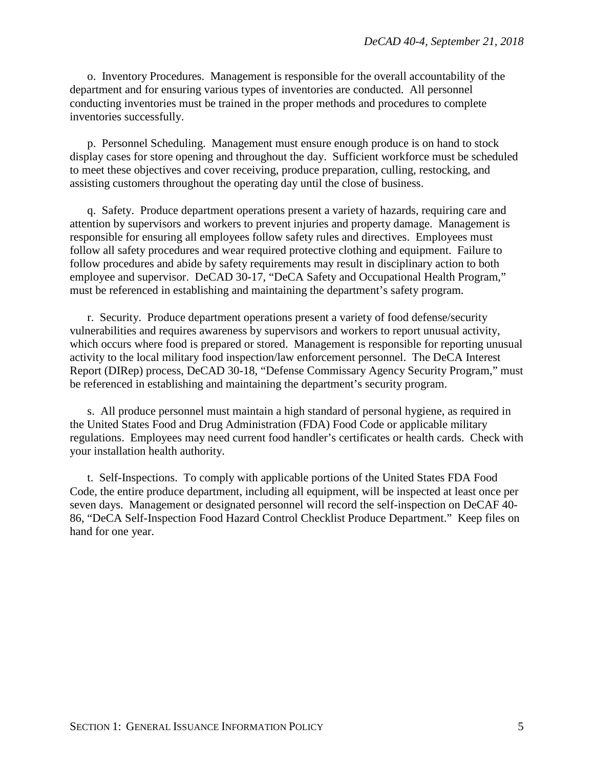o. Inventory Procedures. Management is responsible for the overall accountability of the department and for ensuring various types of inventories are conducted. All personnel conducting inventories must be trained in the proper methods and procedures to complete inventories successfully.

p. Personnel Scheduling. Management must ensure enough produce is on hand to stock display cases for store opening and throughout the day. Sufficient workforce must be scheduled to meet these objectives and cover receiving, produce preparation, culling, restocking, and assisting customers throughout the operating day until the close of business.

q. Safety. Produce department operations present a variety of hazards, requiring care and attention by supervisors and workers to prevent injuries and property damage. Management is responsible for ensuring all employees follow safety rules and directives. Employees must follow all safety procedures and wear required protective clothing and equipment. Failure to follow procedures and abide by safety requirements may result in disciplinary action to both employee and supervisor. DeCAD 30-17, "DeCA Safety and Occupational Health Program," must be referenced in establishing and maintaining the department's safety program.

r. Security. Produce department operations present a variety of food defense/security vulnerabilities and requires awareness by supervisors and workers to report unusual activity, which occurs where food is prepared or stored. Management is responsible for reporting unusual activity to the local military food inspection/law enforcement personnel. The DeCA Interest Report (DIRep) process, DeCAD 30-18, "Defense Commissary Agency Security Program," must be referenced in establishing and maintaining the department's security program.

s. All produce personnel must maintain a high standard of personal hygiene, as required in the United States Food and Drug Administration (FDA) Food Code or applicable military regulations. Employees may need current food handler's certificates or health cards. Check with your installation health authority.

t. Self-Inspections. To comply with applicable portions of the United States FDA Food Code, the entire produce department, including all equipment, will be inspected at least once per seven days. Management or designated personnel will record the self-inspection on DeCAF 40-86, "DeCA Self-Inspection Food Hazard Control Checklist Produce Department." Keep files on hand for one year.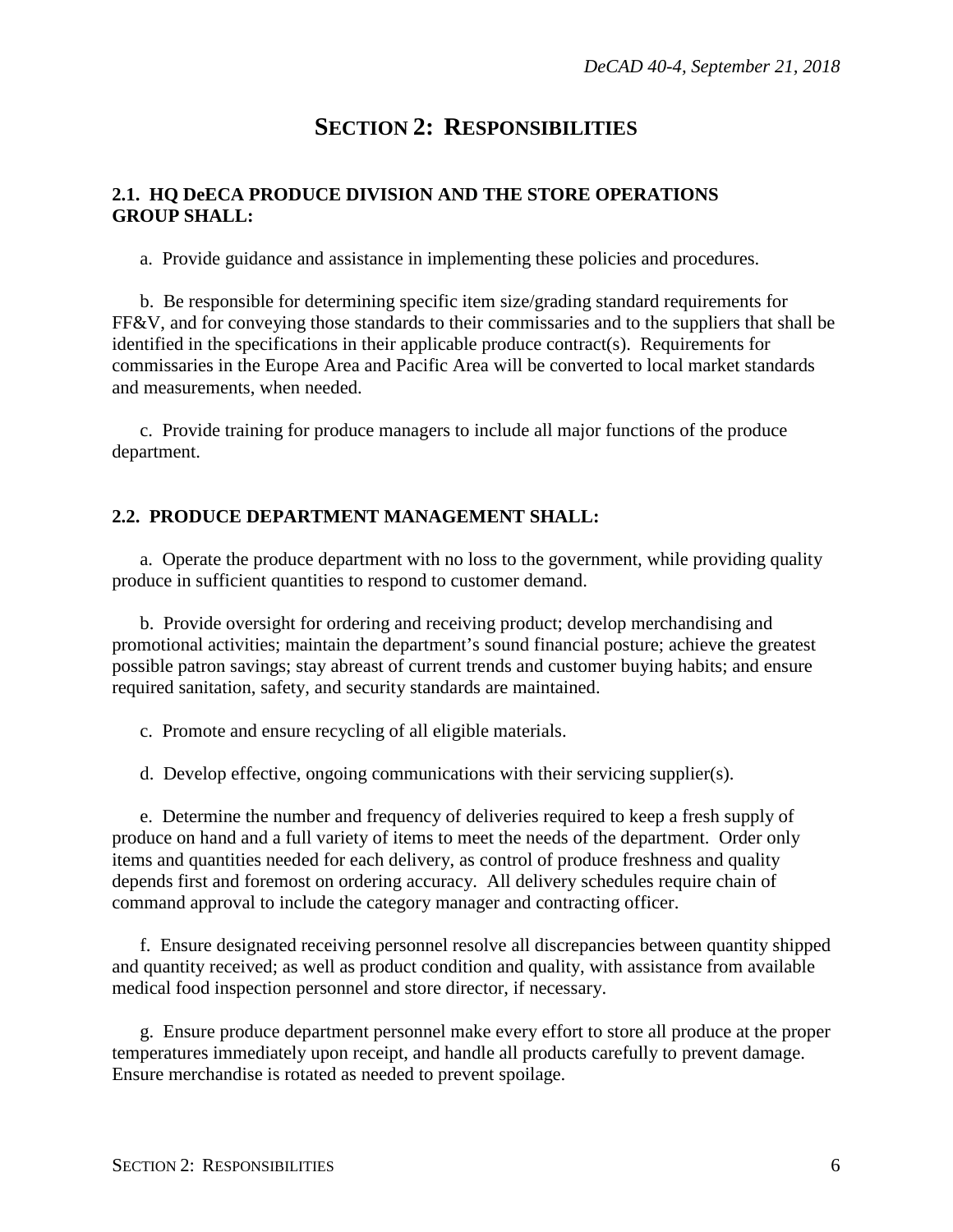# SECTION 2: RESPONSIBILITIES

## 2.1. HQ DeECA PRODUCE DIVISION AND THE STORE OPERATIONS GROUP SHALL:

a. Provide guidance and assistance in implementing these policies and procedures.

b. Be responsible for determining specific item size/grading standard requirements for FF&V, and for conveying those standards to their commissaries and to the suppliers that shall be identified in the specifications in their applicable produce contract(s). Requirements for commissaries in the Europe Area and Pacific Area will be converted to local market standards and measurements, when needed.

c. Provide training for produce managers to include all major functions of the produce department.

## 2.2. PRODUCE DEPARTMENT MANAGEMENT SHALL:

a. Operate the produce department with no loss to the government, while providing quality produce in sufficient quantities to respond to customer demand.

b. Provide oversight for ordering and receiving product; develop merchandising and promotional activities; maintain the department's sound financial posture; achieve the greatest possible patron savings; stay abreast of current trends and customer buying habits; and ensure required sanitation, safety, and security standards are maintained.

c. Promote and ensure recycling of all eligible materials.

d. Develop effective, ongoing communications with their servicing supplier(s).

e. Determine the number and frequency of deliveries required to keep a fresh supply of produce on hand and a full variety of items to meet the needs of the department. Order only items and quantities needed for each delivery, as control of produce freshness and quality depends first and foremost on ordering accuracy. All delivery schedules require chain of command approval to include the category manager and contracting officer.

f. Ensure designated receiving personnel resolve all discrepancies between quantity shipped and quantity received; as well as product condition and quality, with assistance from available medical food inspection personnel and store director, if necessary.

g. Ensure produce department personnel make every effort to store all produce at the proper temperatures immediately upon receipt, and handle all products carefully to prevent damage. Ensure merchandise is rotated as needed to prevent spoilage.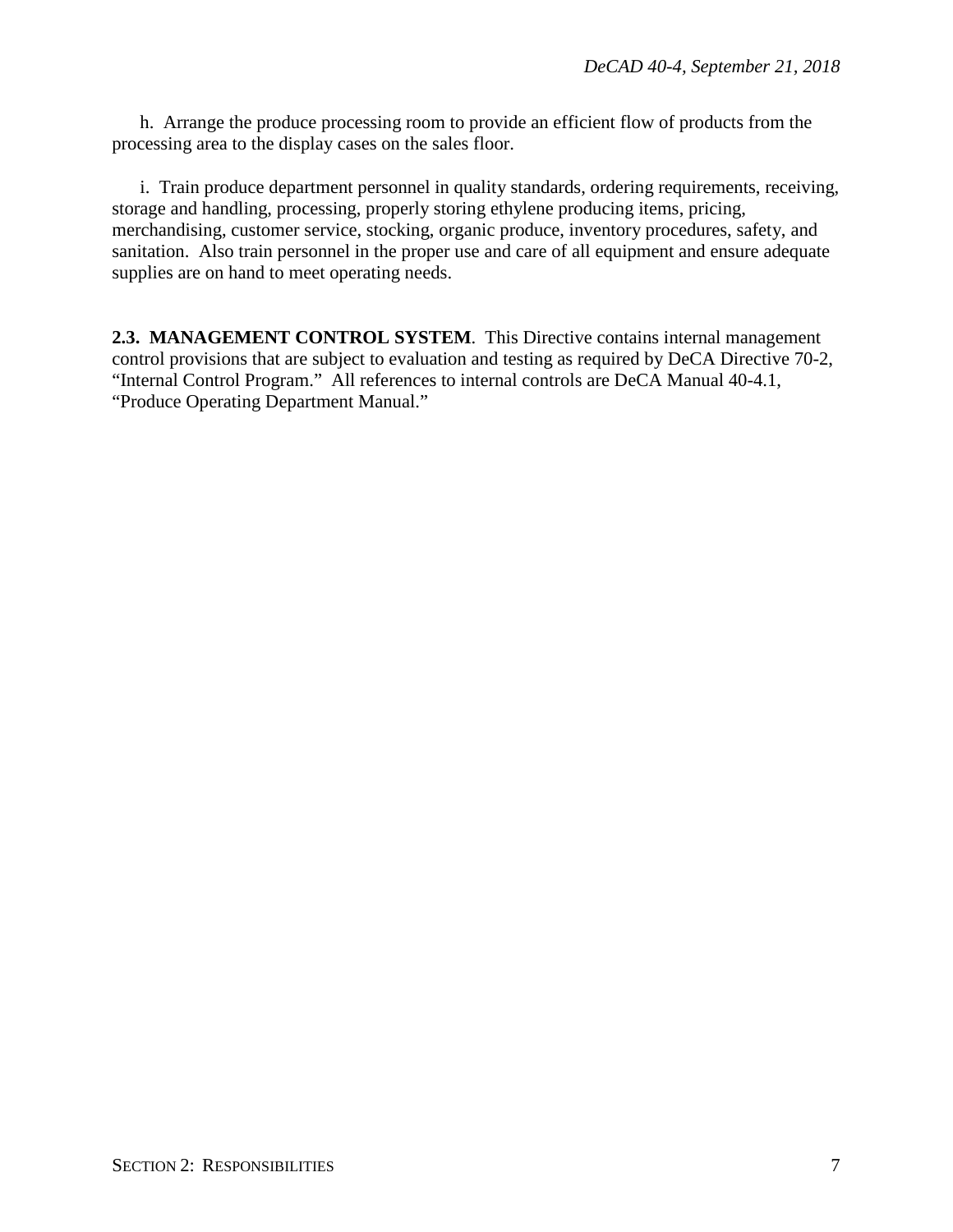h. Arrange the produce processing room to provide an efficient flow of products from the processing area to the display cases on the sales floor.

i. Train produce department personnel in quality standards, ordering requirements, receiving, storage and handling, processing, properly storing ethylene producing items, pricing, merchandising, customer service, stocking, organic produce, inventory procedures, safety, and sanitation. Also train personnel in the proper use and care of all equipment and ensure adequate supplies are on hand to meet operating needs.

**2.3. MANAGEMENT CONTROL SYSTEM**. This Directive contains internal management control provisions that are subject to evaluation and testing as required by DeCA Directive 70-2, "Internal Control Program." All references to internal controls are DeCA Manual 40-4.1, "Produce Operating Department Manual."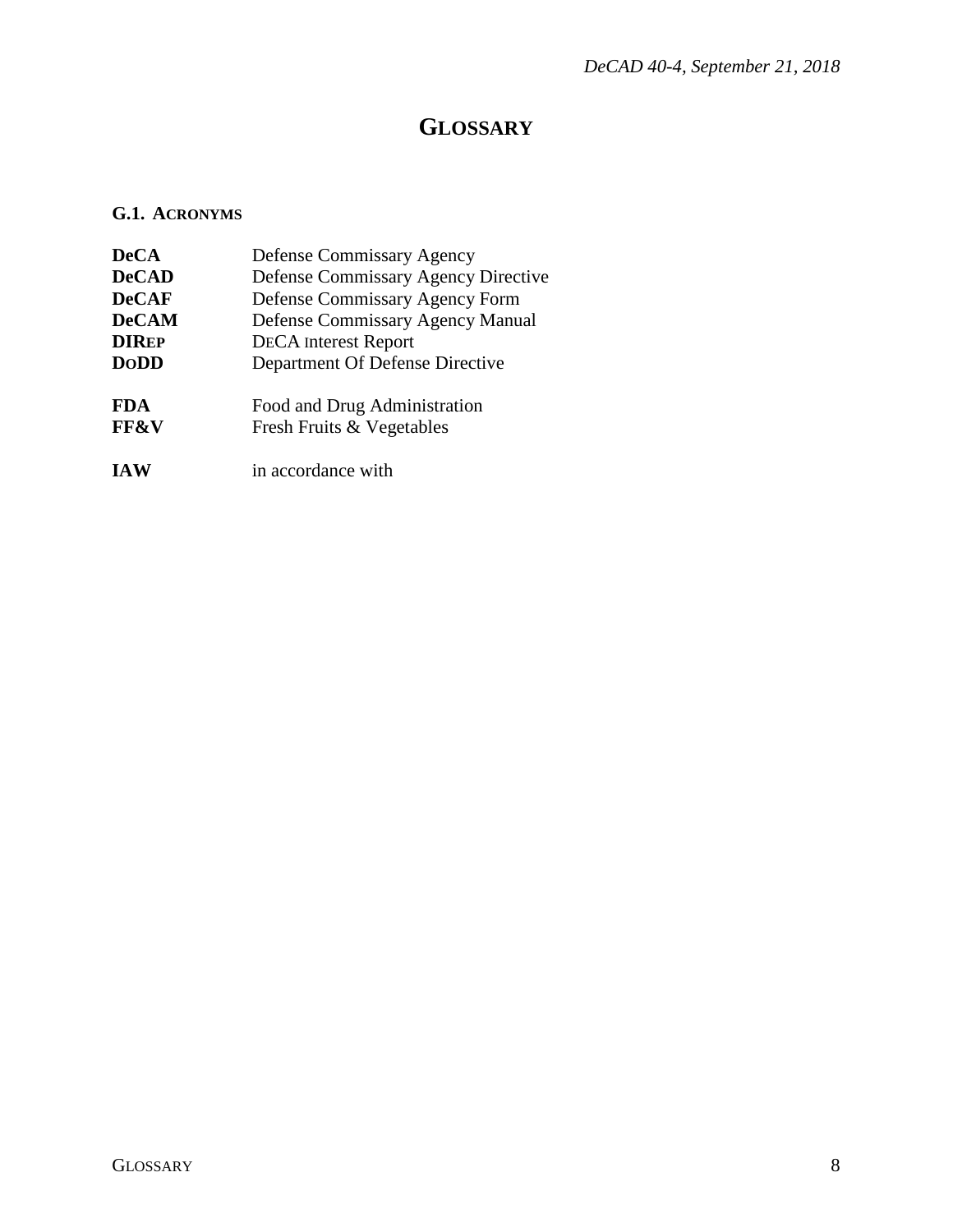# GLOSSARY

## G.1. ACRONYMS

| | |
|---|---|
| **DeCA** | Defense Commissary Agency |
| **DeCAD** | Defense Commissary Agency Directive |
| **DeCAF** | Defense Commissary Agency Form |
| **DeCAM** | Defense Commissary Agency Manual |
| **DIREP** | DECA Interest Report |
| **DODD** | Department Of Defense Directive |
| **FDA** | Food and Drug Administration |
| **FF&V** | Fresh Fruits & Vegetables |
| **IAW** | in accordance with |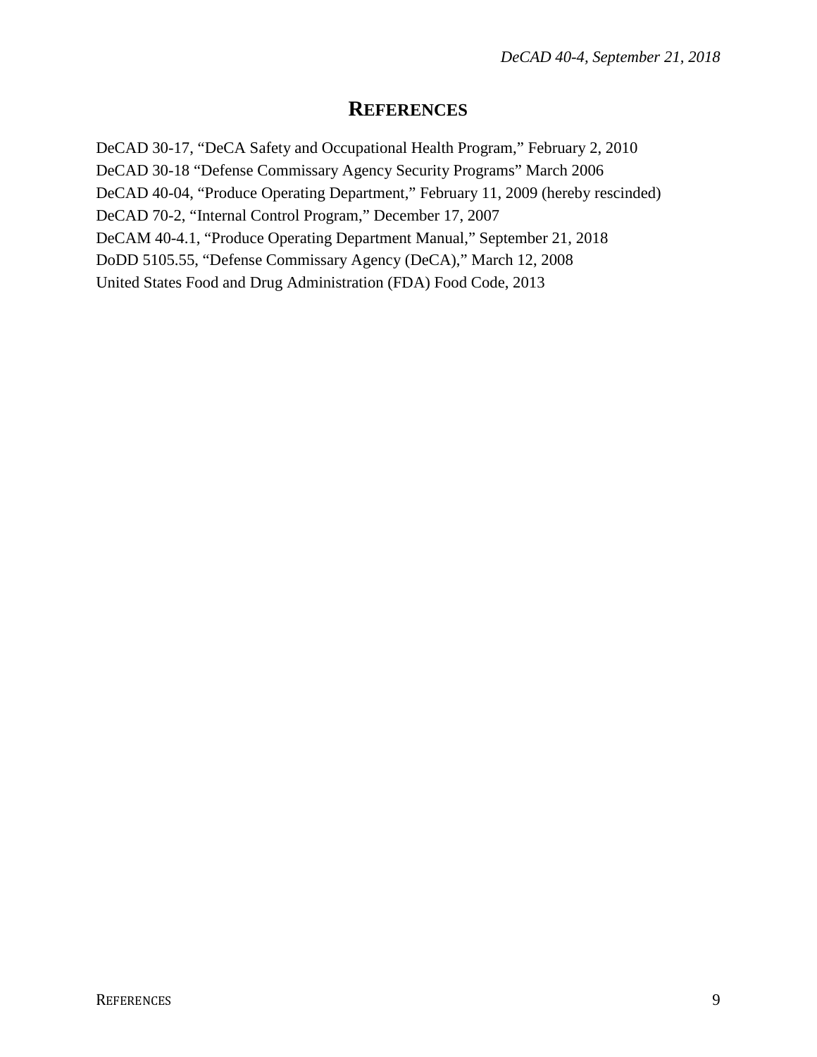# REFERENCES

DeCAD 30-17, "DeCA Safety and Occupational Health Program," February 2, 2010
DeCAD 30-18 "Defense Commissary Agency Security Programs" March 2006
DeCAD 40-04, "Produce Operating Department," February 11, 2009 (hereby rescinded)
DeCAD 70-2, "Internal Control Program," December 17, 2007
DeCAM 40-4.1, "Produce Operating Department Manual," September 21, 2018
DoDD 5105.55, "Defense Commissary Agency (DeCA)," March 12, 2008
United States Food and Drug Administration (FDA) Food Code, 2013